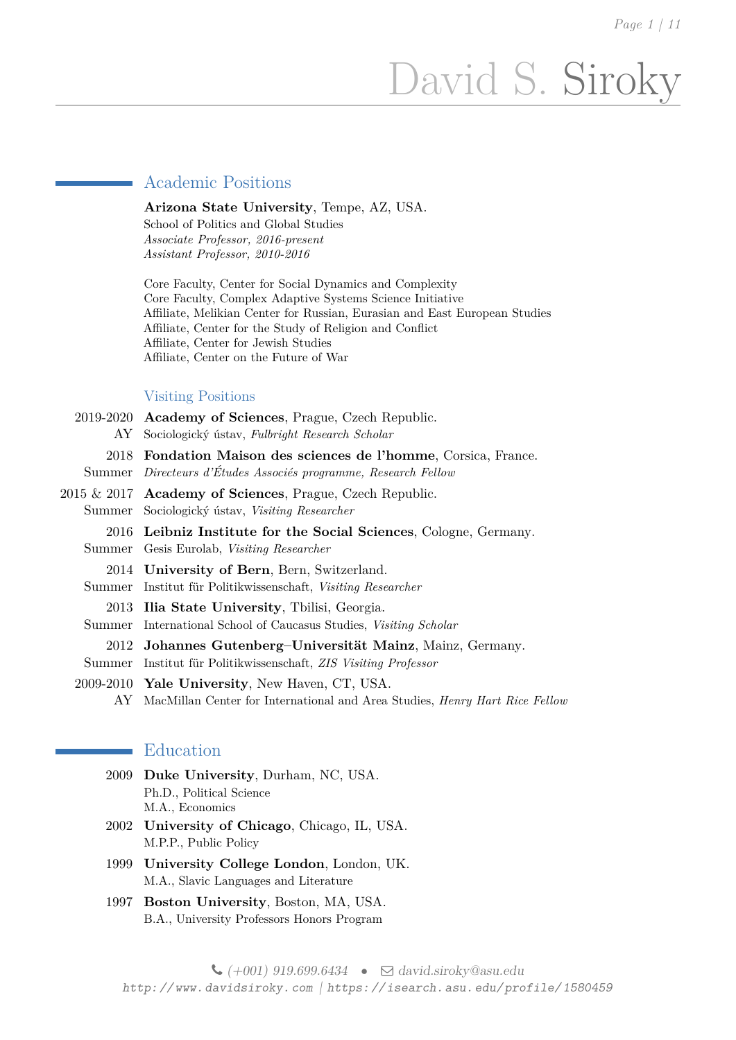# David S. Siroky

## Academic Positions

**Arizona State University**, Tempe, AZ, USA.
School of Politics and Global Studies
*Associate Professor, 2016-present*
*Assistant Professor, 2010-2016*

Core Faculty, Center for Social Dynamics and Complexity
Core Faculty, Complex Adaptive Systems Science Initiative
Affiliate, Melikian Center for Russian, Eurasian and East European Studies
Affiliate, Center for the Study of Religion and Conflict
Affiliate, Center for Jewish Studies
Affiliate, Center on the Future of War

### Visiting Positions

2019-2020 AY — **Academy of Sciences**, Prague, Czech Republic.
Sociologický ústav, *Fulbright Research Scholar*

2018 Summer — **Fondation Maison des sciences de l'homme**, Corsica, France.
*Directeurs d'Études Associés programme, Research Fellow*

2015 & 2017 Summer — **Academy of Sciences**, Prague, Czech Republic.
Sociologický ústav, *Visiting Researcher*

2016 Summer — **Leibniz Institute for the Social Sciences**, Cologne, Germany.
Gesis Eurolab, *Visiting Researcher*

2014 Summer — **University of Bern**, Bern, Switzerland.
Institut für Politikwissenschaft, *Visiting Researcher*

2013 Summer — **Ilia State University**, Tbilisi, Georgia.
International School of Caucasus Studies, *Visiting Scholar*

2012 Summer — **Johannes Gutenberg–Universität Mainz**, Mainz, Germany.
Institut für Politikwissenschaft, *ZIS Visiting Professor*

2009-2010 AY — **Yale University**, New Haven, CT, USA.
MacMillan Center for International and Area Studies, *Henry Hart Rice Fellow*

## Education

2009 — **Duke University**, Durham, NC, USA.
Ph.D., Political Science
M.A., Economics

2002 — **University of Chicago**, Chicago, IL, USA.
M.P.P., Public Policy

1999 — **University College London**, London, UK.
M.A., Slavic Languages and Literature

1997 — **Boston University**, Boston, MA, USA.
B.A., University Professors Honors Program

(+001) 919.699.6434 • david.siroky@asu.edu
http://www.davidsiroky.com | https://isearch.asu.edu/profile/1580459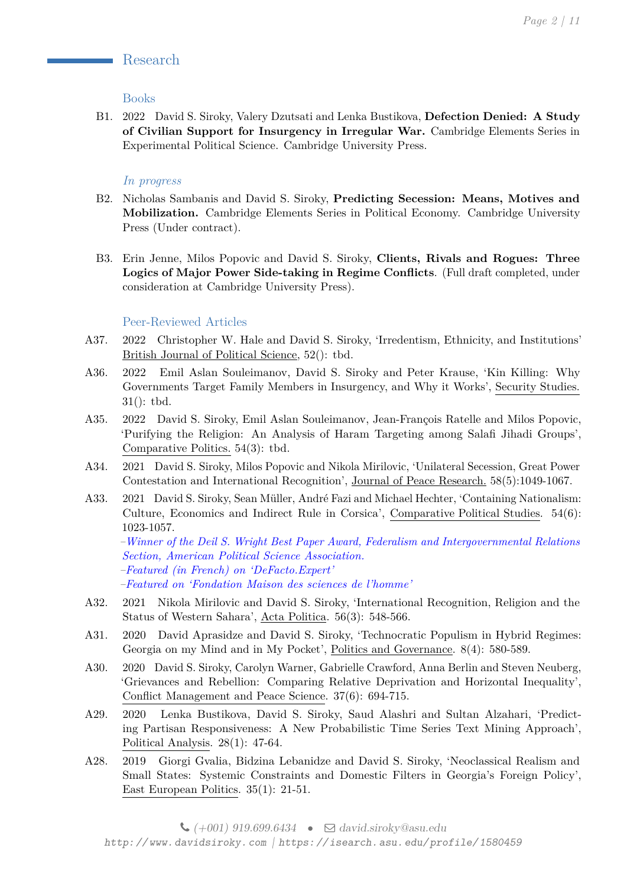## Research

### Books

B1. 2022 David S. Siroky, Valery Dzutsati and Lenka Bustikova, **Defection Denied: A Study of Civilian Support for Insurgency in Irregular War.** Cambridge Elements Series in Experimental Political Science. Cambridge University Press.

### *In progress*

B2. Nicholas Sambanis and David S. Siroky, **Predicting Secession: Means, Motives and Mobilization.** Cambridge Elements Series in Political Economy. Cambridge University Press (Under contract).

B3. Erin Jenne, Milos Popovic and David S. Siroky, **Clients, Rivals and Rogues: Three Logics of Major Power Side-taking in Regime Conflicts**. (Full draft completed, under consideration at Cambridge University Press).

### Peer-Reviewed Articles

A37. 2022 Christopher W. Hale and David S. Siroky, 'Irredentism, Ethnicity, and Institutions' British Journal of Political Science, 52(): tbd.

A36. 2022 Emil Aslan Souleimanov, David S. Siroky and Peter Krause, 'Kin Killing: Why Governments Target Family Members in Insurgency, and Why it Works', Security Studies. 31(): tbd.

A35. 2022 David S. Siroky, Emil Aslan Souleimanov, Jean-François Ratelle and Milos Popovic, 'Purifying the Religion: An Analysis of Haram Targeting among Salafi Jihadi Groups', Comparative Politics. 54(3): tbd.

A34. 2021 David S. Siroky, Milos Popovic and Nikola Mirilovic, 'Unilateral Secession, Great Power Contestation and International Recognition', Journal of Peace Research. 58(5):1049-1067.

A33. 2021 David S. Siroky, Sean Müller, André Fazi and Michael Hechter, 'Containing Nationalism: Culture, Economics and Indirect Rule in Corsica', Comparative Political Studies. 54(6): 1023-1057.
–*Winner of the Deil S. Wright Best Paper Award, Federalism and Intergovernmental Relations Section, American Political Science Association.*
–*Featured (in French) on 'DeFacto.Expert'*
–*Featured on 'Fondation Maison des sciences de l'homme'*

A32. 2021 Nikola Mirilovic and David S. Siroky, 'International Recognition, Religion and the Status of Western Sahara', Acta Politica. 56(3): 548-566.

A31. 2020 David Aprasidze and David S. Siroky, 'Technocratic Populism in Hybrid Regimes: Georgia on my Mind and in My Pocket', Politics and Governance. 8(4): 580-589.

A30. 2020 David S. Siroky, Carolyn Warner, Gabrielle Crawford, Anna Berlin and Steven Neuberg, 'Grievances and Rebellion: Comparing Relative Deprivation and Horizontal Inequality', Conflict Management and Peace Science. 37(6): 694-715.

A29. 2020 Lenka Bustikova, David S. Siroky, Saud Alashri and Sultan Alzahari, 'Predicting Partisan Responsiveness: A New Probabilistic Time Series Text Mining Approach', Political Analysis. 28(1): 47-64.

A28. 2019 Giorgi Gvalia, Bidzina Lebanidze and David S. Siroky, 'Neoclassical Realism and Small States: Systemic Constraints and Domestic Filters in Georgia's Foreign Policy', East European Politics. 35(1): 21-51.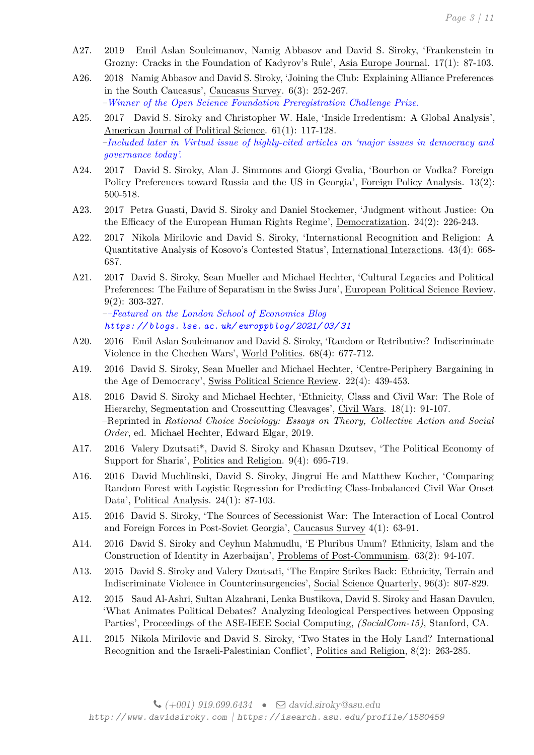A27. 2019 Emil Aslan Souleimanov, Namig Abbasov and David S. Siroky, 'Frankenstein in Grozny: Cracks in the Foundation of Kadyrov's Rule', Asia Europe Journal. 17(1): 87-103.

A26. 2018 Namig Abbasov and David S. Siroky, 'Joining the Club: Explaining Alliance Preferences in the South Caucasus', Caucasus Survey. 6(3): 252-267.
*–Winner of the Open Science Foundation Preregistration Challenge Prize.*

A25. 2017 David S. Siroky and Christopher W. Hale, 'Inside Irredentism: A Global Analysis', American Journal of Political Science. 61(1): 117-128.
*–Included later in Virtual issue of highly-cited articles on 'major issues in democracy and governance today'.*

A24. 2017 David S. Siroky, Alan J. Simmons and Giorgi Gvalia, 'Bourbon or Vodka? Foreign Policy Preferences toward Russia and the US in Georgia', Foreign Policy Analysis. 13(2): 500-518.

A23. 2017 Petra Guasti, David S. Siroky and Daniel Stockemer, 'Judgment without Justice: On the Efficacy of the European Human Rights Regime', Democratization. 24(2): 226-243.

A22. 2017 Nikola Mirilovic and David S. Siroky, 'International Recognition and Religion: A Quantitative Analysis of Kosovo's Contested Status', International Interactions. 43(4): 668-687.

A21. 2017 David S. Siroky, Sean Mueller and Michael Hechter, 'Cultural Legacies and Political Preferences: The Failure of Separatism in the Swiss Jura', European Political Science Review. 9(2): 303-327.
*––Featured on the London School of Economics Blog*
*https://blogs.lse.ac.uk/europpblog/2021/03/31*

A20. 2016 Emil Aslan Souleimanov and David S. Siroky, 'Random or Retributive? Indiscriminate Violence in the Chechen Wars', World Politics. 68(4): 677-712.

A19. 2016 David S. Siroky, Sean Mueller and Michael Hechter, 'Centre-Periphery Bargaining in the Age of Democracy', Swiss Political Science Review. 22(4): 439-453.

A18. 2016 David S. Siroky and Michael Hechter, 'Ethnicity, Class and Civil War: The Role of Hierarchy, Segmentation and Crosscutting Cleavages', Civil Wars. 18(1): 91-107.
–Reprinted in *Rational Choice Sociology: Essays on Theory, Collective Action and Social Order*, ed. Michael Hechter, Edward Elgar, 2019.

A17. 2016 Valery Dzutsati*, David S. Siroky and Khasan Dzutsev, 'The Political Economy of Support for Sharia', Politics and Religion. 9(4): 695-719.

A16. 2016 David Muchlinski, David S. Siroky, Jingrui He and Matthew Kocher, 'Comparing Random Forest with Logistic Regression for Predicting Class-Imbalanced Civil War Onset Data', Political Analysis. 24(1): 87-103.

A15. 2016 David S. Siroky, 'The Sources of Secessionist War: The Interaction of Local Control and Foreign Forces in Post-Soviet Georgia', Caucasus Survey 4(1): 63-91.

A14. 2016 David S. Siroky and Ceyhun Mahmudlu, 'E Pluribus Unum? Ethnicity, Islam and the Construction of Identity in Azerbaijan', Problems of Post-Communism. 63(2): 94-107.

A13. 2015 David S. Siroky and Valery Dzutsati, 'The Empire Strikes Back: Ethnicity, Terrain and Indiscriminate Violence in Counterinsurgencies', Social Science Quarterly, 96(3): 807-829.

A12. 2015 Saud Al-Ashri, Sultan Alzahrani, Lenka Bustikova, David S. Siroky and Hasan Davulcu, 'What Animates Political Debates? Analyzing Ideological Perspectives between Opposing Parties', Proceedings of the ASE-IEEE Social Computing, *(SocialCom-15)*, Stanford, CA.

A11. 2015 Nikola Mirilovic and David S. Siroky, 'Two States in the Holy Land? International Recognition and the Israeli-Palestinian Conflict', Politics and Religion, 8(2): 263-285.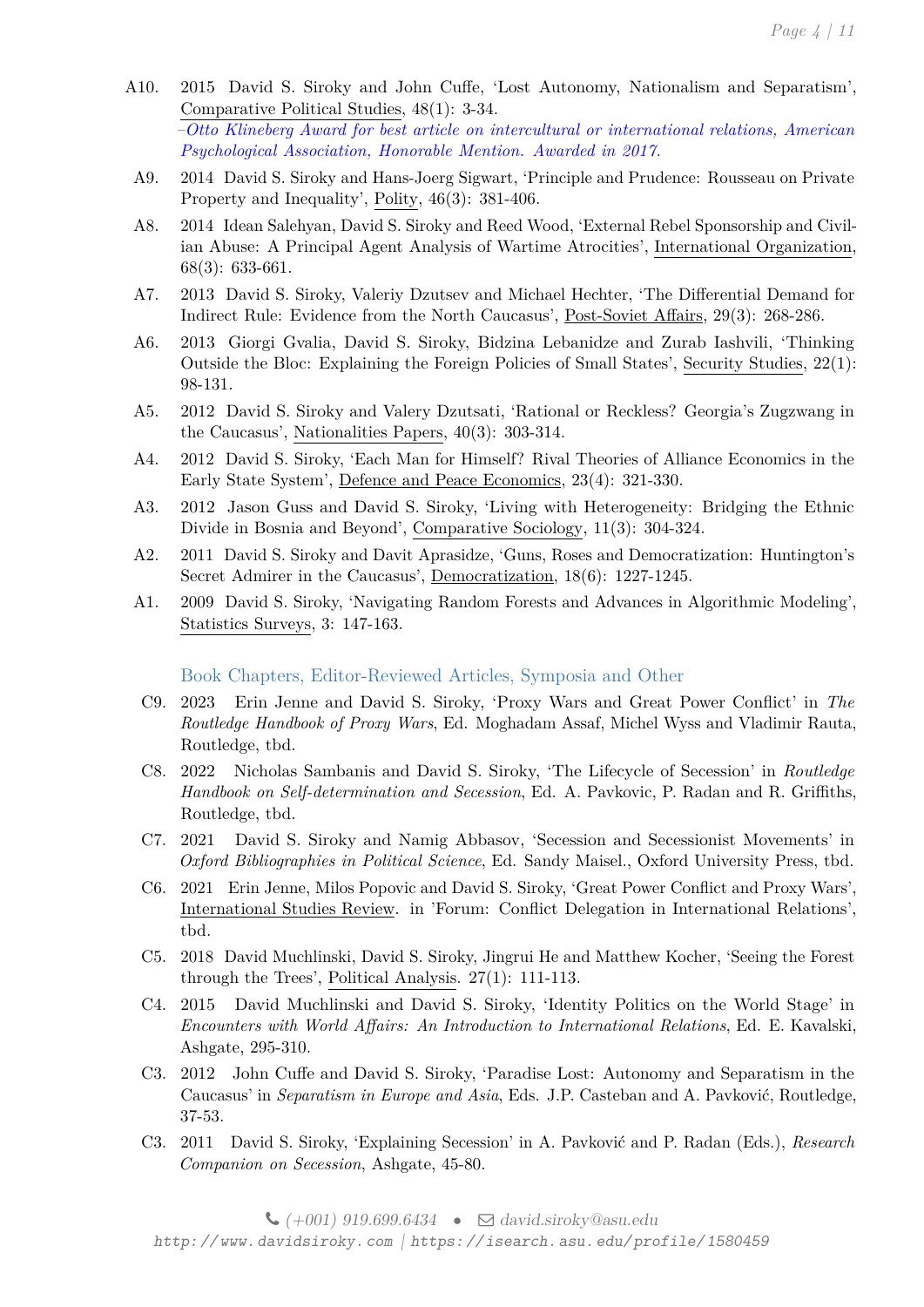A10. 2015 David S. Siroky and John Cuffe, 'Lost Autonomy, Nationalism and Separatism', Comparative Political Studies, 48(1): 3-34.
*–Otto Klineberg Award for best article on intercultural or international relations, American Psychological Association, Honorable Mention. Awarded in 2017.*

A9. 2014 David S. Siroky and Hans-Joerg Sigwart, 'Principle and Prudence: Rousseau on Private Property and Inequality', Polity, 46(3): 381-406.

A8. 2014 Idean Salehyan, David S. Siroky and Reed Wood, 'External Rebel Sponsorship and Civilian Abuse: A Principal Agent Analysis of Wartime Atrocities', International Organization, 68(3): 633-661.

A7. 2013 David S. Siroky, Valeriy Dzutsev and Michael Hechter, 'The Differential Demand for Indirect Rule: Evidence from the North Caucasus', Post-Soviet Affairs, 29(3): 268-286.

A6. 2013 Giorgi Gvalia, David S. Siroky, Bidzina Lebanidze and Zurab Iashvili, 'Thinking Outside the Bloc: Explaining the Foreign Policies of Small States', Security Studies, 22(1): 98-131.

A5. 2012 David S. Siroky and Valery Dzutsati, 'Rational or Reckless? Georgia's Zugzwang in the Caucasus', Nationalities Papers, 40(3): 303-314.

A4. 2012 David S. Siroky, 'Each Man for Himself? Rival Theories of Alliance Economics in the Early State System', Defence and Peace Economics, 23(4): 321-330.

A3. 2012 Jason Guss and David S. Siroky, 'Living with Heterogeneity: Bridging the Ethnic Divide in Bosnia and Beyond', Comparative Sociology, 11(3): 304-324.

A2. 2011 David S. Siroky and Davit Aprasidze, 'Guns, Roses and Democratization: Huntington's Secret Admirer in the Caucasus', Democratization, 18(6): 1227-1245.

A1. 2009 David S. Siroky, 'Navigating Random Forests and Advances in Algorithmic Modeling', Statistics Surveys, 3: 147-163.

### Book Chapters, Editor-Reviewed Articles, Symposia and Other

C9. 2023 Erin Jenne and David S. Siroky, 'Proxy Wars and Great Power Conflict' in *The Routledge Handbook of Proxy Wars*, Ed. Moghadam Assaf, Michel Wyss and Vladimir Rauta, Routledge, tbd.

C8. 2022 Nicholas Sambanis and David S. Siroky, 'The Lifecycle of Secession' in *Routledge Handbook on Self-determination and Secession*, Ed. A. Pavkovic, P. Radan and R. Griffiths, Routledge, tbd.

C7. 2021 David S. Siroky and Namig Abbasov, 'Secession and Secessionist Movements' in *Oxford Bibliographies in Political Science*, Ed. Sandy Maisel., Oxford University Press, tbd.

C6. 2021 Erin Jenne, Milos Popovic and David S. Siroky, 'Great Power Conflict and Proxy Wars', International Studies Review. in 'Forum: Conflict Delegation in International Relations', tbd.

C5. 2018 David Muchlinski, David S. Siroky, Jingrui He and Matthew Kocher, 'Seeing the Forest through the Trees', Political Analysis. 27(1): 111-113.

C4. 2015 David Muchlinski and David S. Siroky, 'Identity Politics on the World Stage' in *Encounters with World Affairs: An Introduction to International Relations*, Ed. E. Kavalski, Ashgate, 295-310.

C3. 2012 John Cuffe and David S. Siroky, 'Paradise Lost: Autonomy and Separatism in the Caucasus' in *Separatism in Europe and Asia*, Eds. J.P. Casteban and A. Pavković, Routledge, 37-53.

C3. 2011 David S. Siroky, 'Explaining Secession' in A. Pavković and P. Radan (Eds.), *Research Companion on Secession*, Ashgate, 45-80.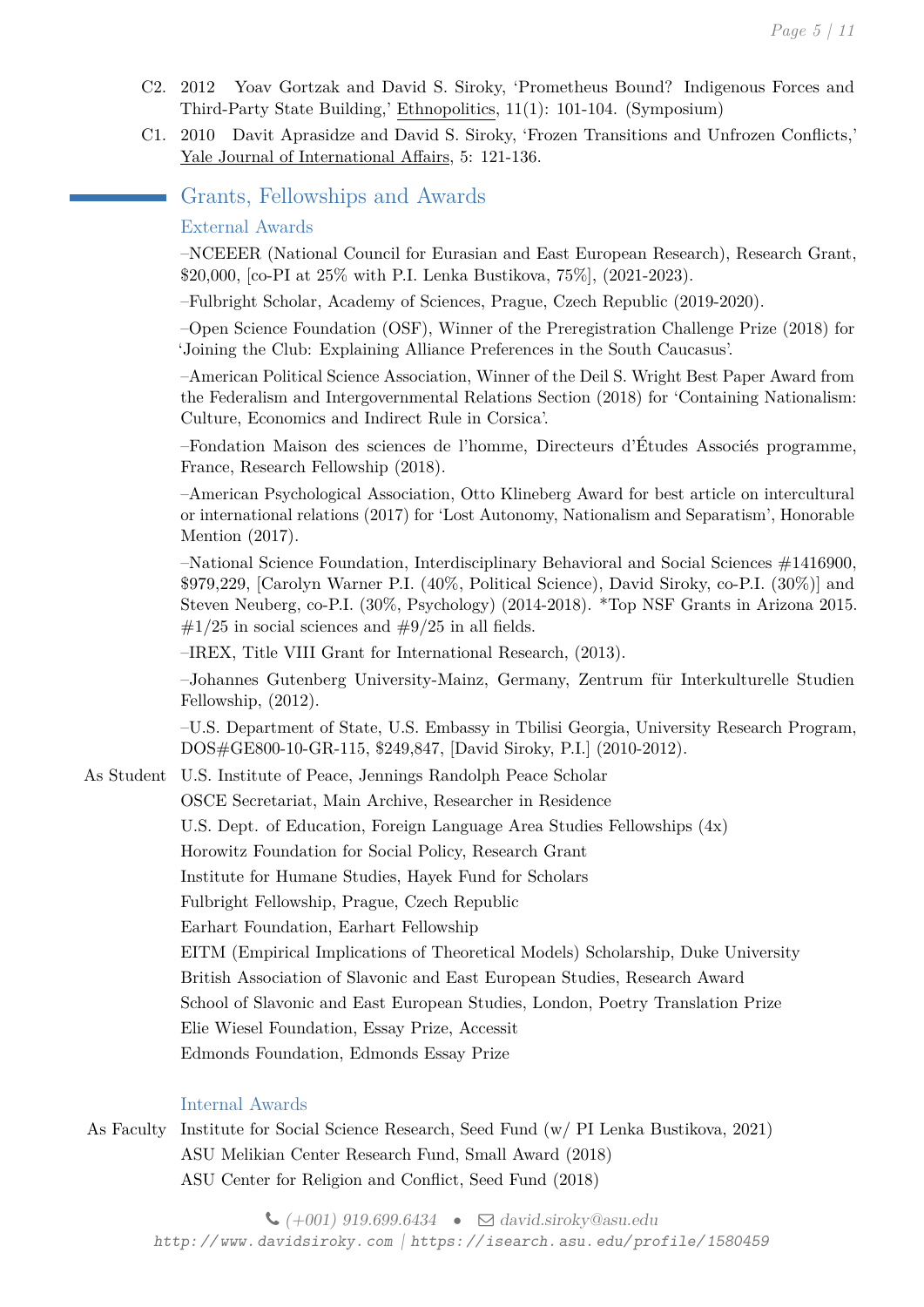C2. 2012 Yoav Gortzak and David S. Siroky, 'Prometheus Bound? Indigenous Forces and Third-Party State Building,' Ethnopolitics, 11(1): 101-104. (Symposium)

C1. 2010 Davit Aprasidze and David S. Siroky, 'Frozen Transitions and Unfrozen Conflicts,' Yale Journal of International Affairs, 5: 121-136.

## Grants, Fellowships and Awards

### External Awards

–NCEEER (National Council for Eurasian and East European Research), Research Grant, $20,000, [co-PI at 25% with P.I. Lenka Bustikova, 75%], (2021-2023).

–Fulbright Scholar, Academy of Sciences, Prague, Czech Republic (2019-2020).

–Open Science Foundation (OSF), Winner of the Preregistration Challenge Prize (2018) for 'Joining the Club: Explaining Alliance Preferences in the South Caucasus'.

–American Political Science Association, Winner of the Deil S. Wright Best Paper Award from the Federalism and Intergovernmental Relations Section (2018) for 'Containing Nationalism: Culture, Economics and Indirect Rule in Corsica'.

–Fondation Maison des sciences de l'homme, Directeurs d'Études Associés programme, France, Research Fellowship (2018).

–American Psychological Association, Otto Klineberg Award for best article on intercultural or international relations (2017) for 'Lost Autonomy, Nationalism and Separatism', Honorable Mention (2017).

–National Science Foundation, Interdisciplinary Behavioral and Social Sciences #1416900, $979,229, [Carolyn Warner P.I. (40%, Political Science), David Siroky, co-P.I. (30%)] and Steven Neuberg, co-P.I. (30%, Psychology) (2014-2018). *Top NSF Grants in Arizona 2015. #1/25 in social sciences and #9/25 in all fields.

–IREX, Title VIII Grant for International Research, (2013).

–Johannes Gutenberg University-Mainz, Germany, Zentrum für Interkulturelle Studien Fellowship, (2012).

–U.S. Department of State, U.S. Embassy in Tbilisi Georgia, University Research Program, DOS#GE800-10-GR-115, $249,847, [David Siroky, P.I.] (2010-2012).

As Student
- U.S. Institute of Peace, Jennings Randolph Peace Scholar
- OSCE Secretariat, Main Archive, Researcher in Residence
- U.S. Dept. of Education, Foreign Language Area Studies Fellowships (4x)
- Horowitz Foundation for Social Policy, Research Grant
- Institute for Humane Studies, Hayek Fund for Scholars
- Fulbright Fellowship, Prague, Czech Republic
- Earhart Foundation, Earhart Fellowship
- EITM (Empirical Implications of Theoretical Models) Scholarship, Duke University
- British Association of Slavonic and East European Studies, Research Award
- School of Slavonic and East European Studies, London, Poetry Translation Prize
- Elie Wiesel Foundation, Essay Prize, Accessit
- Edmonds Foundation, Edmonds Essay Prize

### Internal Awards

As Faculty
- Institute for Social Science Research, Seed Fund (w/ PI Lenka Bustikova, 2021)
- ASU Melikian Center Research Fund, Small Award (2018)
- ASU Center for Religion and Conflict, Seed Fund (2018)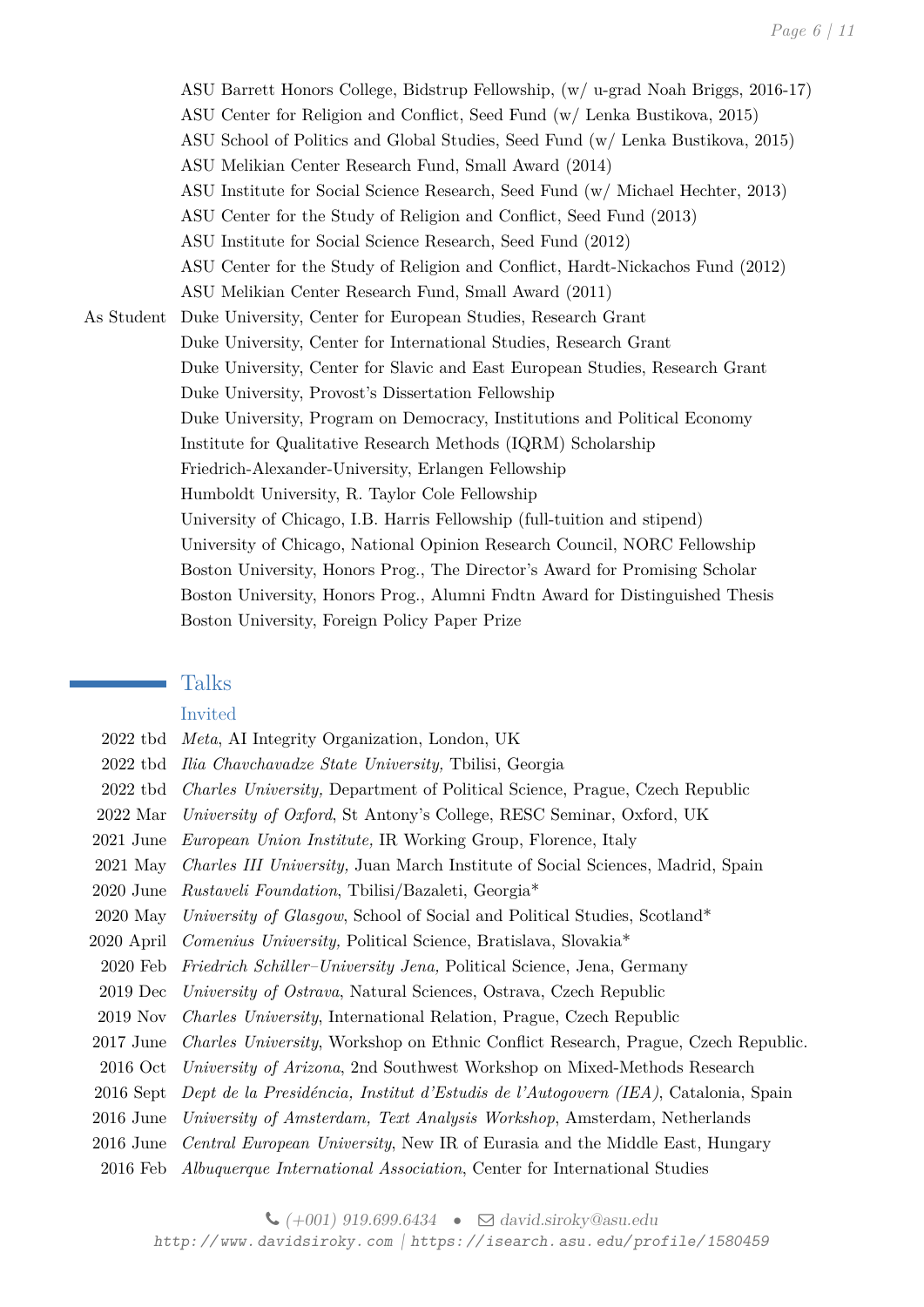ASU Barrett Honors College, Bidstrup Fellowship, (w/ u-grad Noah Briggs, 2016-17)
ASU Center for Religion and Conflict, Seed Fund (w/ Lenka Bustikova, 2015)
ASU School of Politics and Global Studies, Seed Fund (w/ Lenka Bustikova, 2015)
ASU Melikian Center Research Fund, Small Award (2014)
ASU Institute for Social Science Research, Seed Fund (w/ Michael Hechter, 2013)
ASU Center for the Study of Religion and Conflict, Seed Fund (2013)
ASU Institute for Social Science Research, Seed Fund (2012)
ASU Center for the Study of Religion and Conflict, Hardt-Nickachos Fund (2012)
ASU Melikian Center Research Fund, Small Award (2011)

As Student
Duke University, Center for European Studies, Research Grant
Duke University, Center for International Studies, Research Grant
Duke University, Center for Slavic and East European Studies, Research Grant
Duke University, Provost's Dissertation Fellowship
Duke University, Program on Democracy, Institutions and Political Economy
Institute for Qualitative Research Methods (IQRM) Scholarship
Friedrich-Alexander-University, Erlangen Fellowship
Humboldt University, R. Taylor Cole Fellowship
University of Chicago, I.B. Harris Fellowship (full-tuition and stipend)
University of Chicago, National Opinion Research Council, NORC Fellowship
Boston University, Honors Prog., The Director's Award for Promising Scholar
Boston University, Honors Prog., Alumni Fndtn Award for Distinguished Thesis
Boston University, Foreign Policy Paper Prize

## Talks

### Invited

2022 tbd *Meta*, AI Integrity Organization, London, UK
2022 tbd *Ilia Chavchavadze State University,* Tbilisi, Georgia
2022 tbd *Charles University,* Department of Political Science, Prague, Czech Republic
2022 Mar *University of Oxford*, St Antony's College, RESC Seminar, Oxford, UK
2021 June *European Union Institute,* IR Working Group, Florence, Italy
2021 May *Charles III University,* Juan March Institute of Social Sciences, Madrid, Spain
2020 June *Rustaveli Foundation*, Tbilisi/Bazaleti, Georgia*
2020 May *University of Glasgow*, School of Social and Political Studies, Scotland*
2020 April *Comenius University,* Political Science, Bratislava, Slovakia*
2020 Feb *Friedrich Schiller–University Jena,* Political Science, Jena, Germany
2019 Dec *University of Ostrava*, Natural Sciences, Ostrava, Czech Republic
2019 Nov *Charles University*, International Relation, Prague, Czech Republic
2017 June *Charles University*, Workshop on Ethnic Conflict Research, Prague, Czech Republic.
2016 Oct *University of Arizona*, 2nd Southwest Workshop on Mixed-Methods Research
2016 Sept *Dept de la Presidéncia, Institut d'Estudis de l'Autogovern (IEA)*, Catalonia, Spain
2016 June *University of Amsterdam, Text Analysis Workshop*, Amsterdam, Netherlands
2016 June *Central European University*, New IR of Eurasia and the Middle East, Hungary
2016 Feb *Albuquerque International Association*, Center for International Studies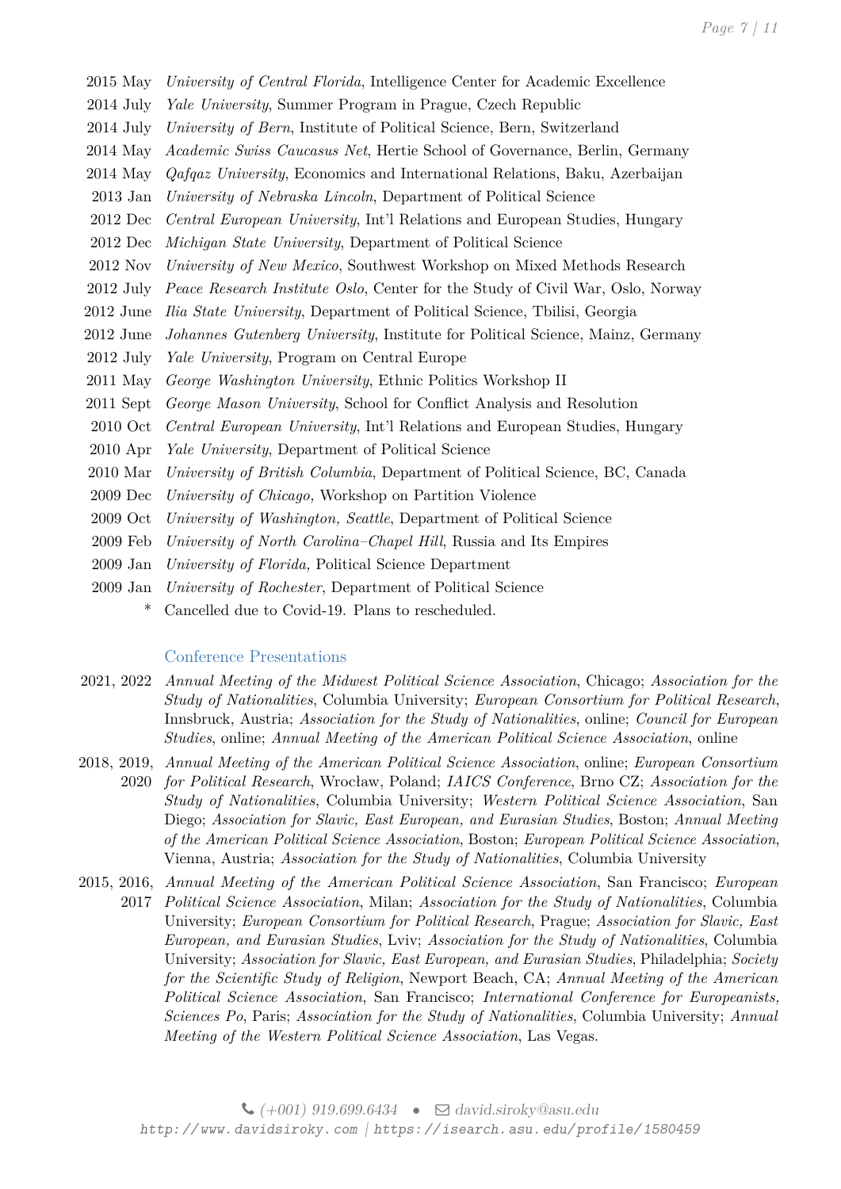- 2015 May *University of Central Florida*, Intelligence Center for Academic Excellence
- 2014 July *Yale University*, Summer Program in Prague, Czech Republic
- 2014 July *University of Bern*, Institute of Political Science, Bern, Switzerland
- 2014 May *Academic Swiss Caucasus Net*, Hertie School of Governance, Berlin, Germany
- 2014 May *Qafqaz University*, Economics and International Relations, Baku, Azerbaijan
- 2013 Jan *University of Nebraska Lincoln*, Department of Political Science
- 2012 Dec *Central European University*, Int'l Relations and European Studies, Hungary
- 2012 Dec *Michigan State University*, Department of Political Science
- 2012 Nov *University of New Mexico*, Southwest Workshop on Mixed Methods Research
- 2012 July *Peace Research Institute Oslo*, Center for the Study of Civil War, Oslo, Norway
- 2012 June *Ilia State University*, Department of Political Science, Tbilisi, Georgia
- 2012 June *Johannes Gutenberg University*, Institute for Political Science, Mainz, Germany
- 2012 July *Yale University*, Program on Central Europe
- 2011 May *George Washington University*, Ethnic Politics Workshop II
- 2011 Sept *George Mason University*, School for Conflict Analysis and Resolution
- 2010 Oct *Central European University*, Int'l Relations and European Studies, Hungary
- 2010 Apr *Yale University*, Department of Political Science
- 2010 Mar *University of British Columbia*, Department of Political Science, BC, Canada
- 2009 Dec *University of Chicago,* Workshop on Partition Violence
- 2009 Oct *University of Washington, Seattle*, Department of Political Science
- 2009 Feb *University of North Carolina–Chapel Hill*, Russia and Its Empires
- 2009 Jan *University of Florida,* Political Science Department
- 2009 Jan *University of Rochester*, Department of Political Science

\* Cancelled due to Covid-19. Plans to rescheduled.

## Conference Presentations

- **2021, 2022** *Annual Meeting of the Midwest Political Science Association*, Chicago; *Association for the Study of Nationalities*, Columbia University; *European Consortium for Political Research*, Innsbruck, Austria; *Association for the Study of Nationalities*, online; *Council for European Studies*, online; *Annual Meeting of the American Political Science Association*, online
- **2018, 2019, 2020** *Annual Meeting of the American Political Science Association*, online; *European Consortium for Political Research*, Wrocław, Poland; *IAICS Conference*, Brno CZ; *Association for the Study of Nationalities*, Columbia University; *Western Political Science Association*, San Diego; *Association for Slavic, East European, and Eurasian Studies*, Boston; *Annual Meeting of the American Political Science Association*, Boston; *European Political Science Association*, Vienna, Austria; *Association for the Study of Nationalities*, Columbia University
- **2015, 2016, 2017** *Annual Meeting of the American Political Science Association*, San Francisco; *European Political Science Association*, Milan; *Association for the Study of Nationalities*, Columbia University; *European Consortium for Political Research*, Prague; *Association for Slavic, East European, and Eurasian Studies*, Lviv; *Association for the Study of Nationalities*, Columbia University; *Association for Slavic, East European, and Eurasian Studies*, Philadelphia; *Society for the Scientific Study of Religion*, Newport Beach, CA; *Annual Meeting of the American Political Science Association*, San Francisco; *International Conference for Europeanists, Sciences Po*, Paris; *Association for the Study of Nationalities*, Columbia University; *Annual Meeting of the Western Political Science Association*, Las Vegas.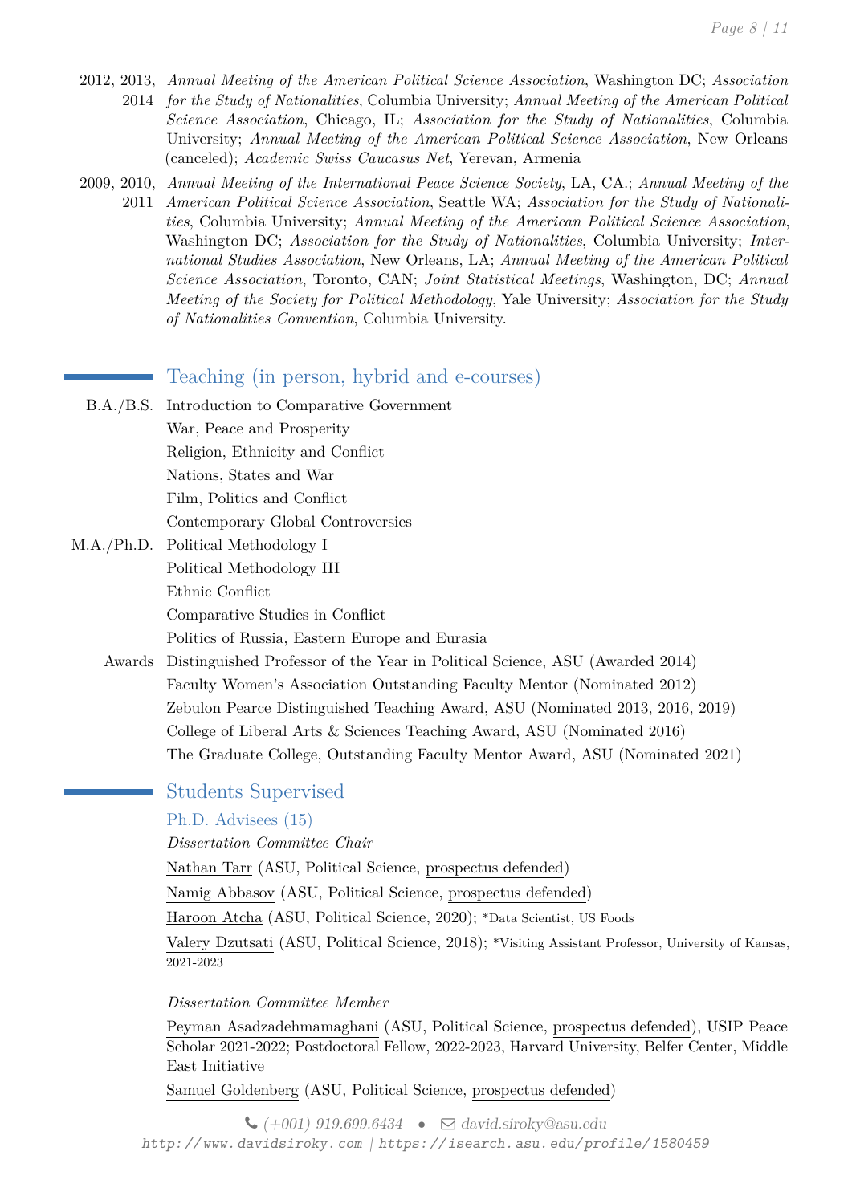2012, 2013, 2014 — *Annual Meeting of the American Political Science Association*, Washington DC; *Association for the Study of Nationalities*, Columbia University; *Annual Meeting of the American Political Science Association*, Chicago, IL; *Association for the Study of Nationalities*, Columbia University; *Annual Meeting of the American Political Science Association*, New Orleans (canceled); *Academic Swiss Caucasus Net*, Yerevan, Armenia

2009, 2010, 2011 — *Annual Meeting of the International Peace Science Society*, LA, CA.; *Annual Meeting of the American Political Science Association*, Seattle WA; *Association for the Study of Nationalities*, Columbia University; *Annual Meeting of the American Political Science Association*, Washington DC; *Association for the Study of Nationalities*, Columbia University; *International Studies Association*, New Orleans, LA; *Annual Meeting of the American Political Science Association*, Toronto, CAN; *Joint Statistical Meetings*, Washington, DC; *Annual Meeting of the Society for Political Methodology*, Yale University; *Association for the Study of Nationalities Convention*, Columbia University.

## Teaching (in person, hybrid and e-courses)

**B.A./B.S.**
- Introduction to Comparative Government
- War, Peace and Prosperity
- Religion, Ethnicity and Conflict
- Nations, States and War
- Film, Politics and Conflict
- Contemporary Global Controversies

**M.A./Ph.D.**
- Political Methodology I
- Political Methodology III
- Ethnic Conflict
- Comparative Studies in Conflict
- Politics of Russia, Eastern Europe and Eurasia

**Awards**
- Distinguished Professor of the Year in Political Science, ASU (Awarded 2014)
- Faculty Women's Association Outstanding Faculty Mentor (Nominated 2012)
- Zebulon Pearce Distinguished Teaching Award, ASU (Nominated 2013, 2016, 2019)
- College of Liberal Arts & Sciences Teaching Award, ASU (Nominated 2016)
- The Graduate College, Outstanding Faculty Mentor Award, ASU (Nominated 2021)

## Students Supervised

### Ph.D. Advisees (15)

*Dissertation Committee Chair*

Nathan Tarr (ASU, Political Science, prospectus defended)

Namig Abbasov (ASU, Political Science, prospectus defended)

Haroon Atcha (ASU, Political Science, 2020); *Data Scientist, US Foods

Valery Dzutsati (ASU, Political Science, 2018); *Visiting Assistant Professor, University of Kansas, 2021-2023

*Dissertation Committee Member*

Peyman Asadzadehmamaghani (ASU, Political Science, prospectus defended), USIP Peace Scholar 2021-2022; Postdoctoral Fellow, 2022-2023, Harvard University, Belfer Center, Middle East Initiative

Samuel Goldenberg (ASU, Political Science, prospectus defended)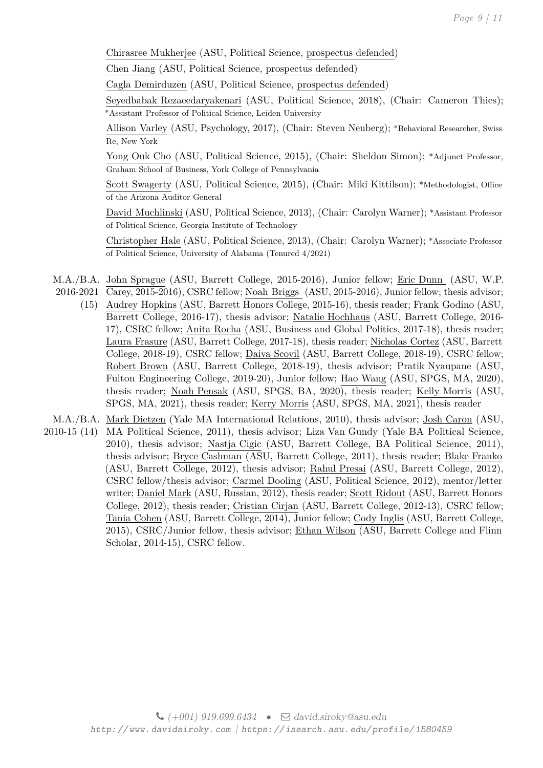Chirasree Mukherjee (ASU, Political Science, prospectus defended)

Chen Jiang (ASU, Political Science, prospectus defended)

Cagla Demirduzen (ASU, Political Science, prospectus defended)

Seyedbabak Rezaeedaryakenari (ASU, Political Science, 2018), (Chair: Cameron Thies); *Assistant Professor of Political Science, Leiden University

Allison Varley (ASU, Psychology, 2017), (Chair: Steven Neuberg); *Behavioral Researcher, Swiss Re, New York

Yong Ouk Cho (ASU, Political Science, 2015), (Chair: Sheldon Simon); *Adjunct Professor, Graham School of Business, York College of Pennsylvania

Scott Swagerty (ASU, Political Science, 2015), (Chair: Miki Kittilson); *Methodologist, Office of the Arizona Auditor General

David Muchlinski (ASU, Political Science, 2013), (Chair: Carolyn Warner); *Assistant Professor of Political Science, Georgia Institute of Technology

Christopher Hale (ASU, Political Science, 2013), (Chair: Carolyn Warner); *Associate Professor of Political Science, University of Alabama (Tenured 4/2021)

M.A./B.A. 2016-2021 (15) — John Sprague (ASU, Barrett College, 2015-2016), Junior fellow; Eric Dunn (ASU, W.P. Carey, 2015-2016), CSRC fellow; Noah Briggs (ASU, 2015-2016), Junior fellow; thesis advisor; Audrey Hopkins (ASU, Barrett Honors College, 2015-16), thesis reader; Frank Godino (ASU, Barrett College, 2016-17), thesis advisor; Natalie Hochhaus (ASU, Barrett College, 2016-17), CSRC fellow; Anita Rocha (ASU, Business and Global Politics, 2017-18), thesis reader; Laura Frasure (ASU, Barrett College, 2017-18), thesis reader; Nicholas Cortez (ASU, Barrett College, 2018-19), CSRC fellow; Daiva Scovil (ASU, Barrett College, 2018-19), CSRC fellow; Robert Brown (ASU, Barrett College, 2018-19), thesis advisor; Pratik Nyaupane (ASU, Fulton Engineering College, 2019-20), Junior fellow; Hao Wang (ASU, SPGS, MA, 2020), thesis reader; Noah Pensak (ASU, SPGS, BA, 2020), thesis reader; Kelly Morris (ASU, SPGS, MA, 2021), thesis reader; Kerry Morris (ASU, SPGS, MA, 2021), thesis reader

M.A./B.A. 2010-15 (14) — Mark Dietzen (Yale MA International Relations, 2010), thesis advisor; Josh Caron (ASU, MA Political Science, 2011), thesis advisor; Liza Van Gundy (Yale BA Political Science, 2010), thesis advisor; Nastja Cigic (ASU, Barrett College, BA Political Science, 2011), thesis advisor; Bryce Cashman (ASU, Barrett College, 2011), thesis reader; Blake Franko (ASU, Barrett College, 2012), thesis advisor; Rahul Presai (ASU, Barrett College, 2012), CSRC fellow/thesis advisor; Carmel Dooling (ASU, Political Science, 2012), mentor/letter writer; Daniel Mark (ASU, Russian, 2012), thesis reader; Scott Ridout (ASU, Barrett Honors College, 2012), thesis reader; Cristian Cirjan (ASU, Barrett College, 2012-13), CSRC fellow; Tania Cohen (ASU, Barrett College, 2014), Junior fellow; Cody Inglis (ASU, Barrett College, 2015), CSRC/Junior fellow, thesis advisor; Ethan Wilson (ASU, Barrett College and Flinn Scholar, 2014-15), CSRC fellow.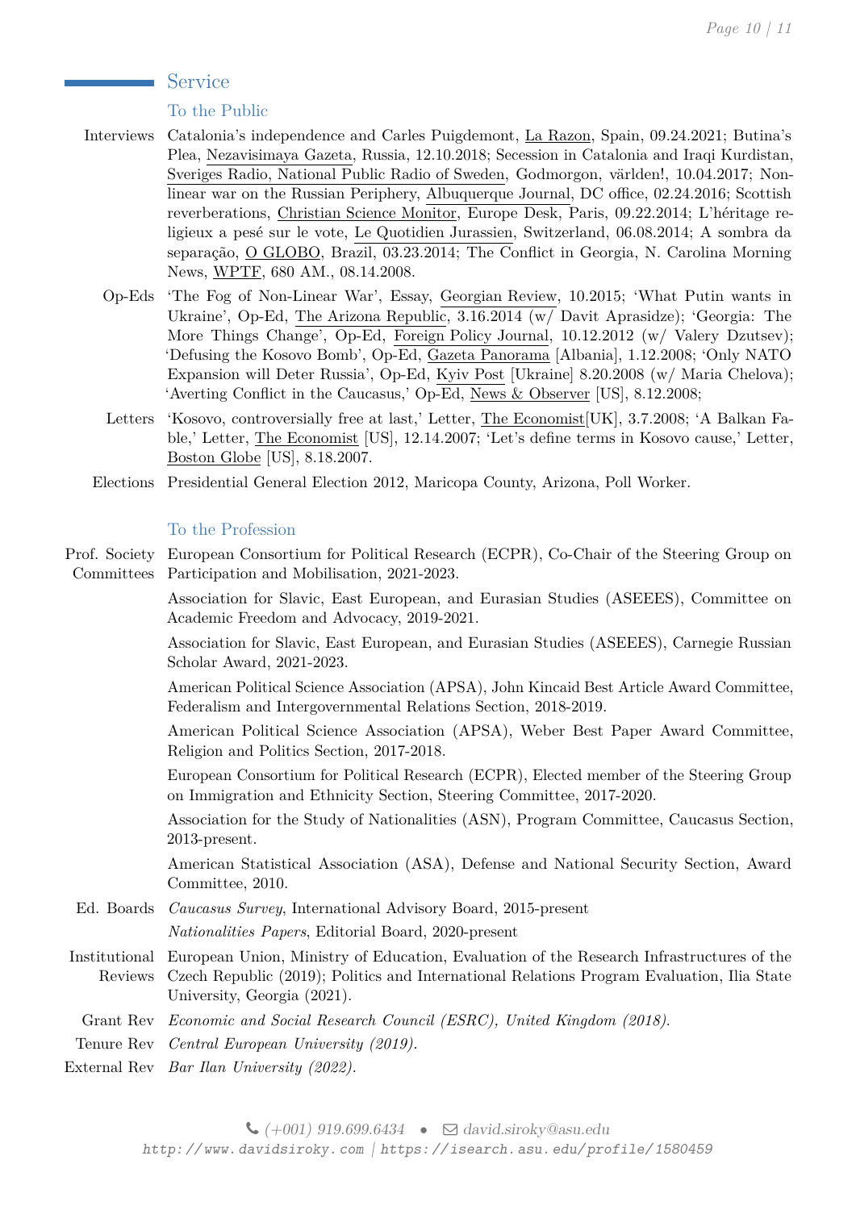## Service

### To the Public

**Interviews** Catalonia's independence and Carles Puigdemont, La Razon, Spain, 09.24.2021; Butina's Plea, Nezavisimaya Gazeta, Russia, 12.10.2018; Secession in Catalonia and Iraqi Kurdistan, Sveriges Radio, National Public Radio of Sweden, Godmorgon, världen!, 10.04.2017; Non-linear war on the Russian Periphery, Albuquerque Journal, DC office, 02.24.2016; Scottish reverberations, Christian Science Monitor, Europe Desk, Paris, 09.22.2014; L'héritage religieux a pesé sur le vote, Le Quotidien Jurassien, Switzerland, 06.08.2014; A sombra da separação, O GLOBO, Brazil, 03.23.2014; The Conflict in Georgia, N. Carolina Morning News, WPTF, 680 AM., 08.14.2008.

**Op-Eds** 'The Fog of Non-Linear War', Essay, Georgian Review, 10.2015; 'What Putin wants in Ukraine', Op-Ed, The Arizona Republic, 3.16.2014 (w/ Davit Aprasidze); 'Georgia: The More Things Change', Op-Ed, Foreign Policy Journal, 10.12.2012 (w/ Valery Dzutsev); 'Defusing the Kosovo Bomb', Op-Ed, Gazeta Panorama [Albania], 1.12.2008; 'Only NATO Expansion will Deter Russia', Op-Ed, Kyiv Post [Ukraine] 8.20.2008 (w/ Maria Chelova); 'Averting Conflict in the Caucasus,' Op-Ed, News & Observer [US], 8.12.2008;

**Letters** 'Kosovo, controversially free at last,' Letter, The Economist[UK], 3.7.2008; 'A Balkan Fable,' Letter, The Economist [US], 12.14.2007; 'Let's define terms in Kosovo cause,' Letter, Boston Globe [US], 8.18.2007.

**Elections** Presidential General Election 2012, Maricopa County, Arizona, Poll Worker.

### To the Profession

**Prof. Society Committees**

European Consortium for Political Research (ECPR), Co-Chair of the Steering Group on Participation and Mobilisation, 2021-2023.

Association for Slavic, East European, and Eurasian Studies (ASEEES), Committee on Academic Freedom and Advocacy, 2019-2021.

Association for Slavic, East European, and Eurasian Studies (ASEEES), Carnegie Russian Scholar Award, 2021-2023.

American Political Science Association (APSA), John Kincaid Best Article Award Committee, Federalism and Intergovernmental Relations Section, 2018-2019.

American Political Science Association (APSA), Weber Best Paper Award Committee, Religion and Politics Section, 2017-2018.

European Consortium for Political Research (ECPR), Elected member of the Steering Group on Immigration and Ethnicity Section, Steering Committee, 2017-2020.

Association for the Study of Nationalities (ASN), Program Committee, Caucasus Section, 2013-present.

American Statistical Association (ASA), Defense and National Security Section, Award Committee, 2010.

**Ed. Boards**

*Caucasus Survey*, International Advisory Board, 2015-present

*Nationalities Papers*, Editorial Board, 2020-present

**Institutional Reviews** European Union, Ministry of Education, Evaluation of the Research Infrastructures of the Czech Republic (2019); Politics and International Relations Program Evaluation, Ilia State University, Georgia (2021).

**Grant Rev** *Economic and Social Research Council (ESRC), United Kingdom (2018).*

**Tenure Rev** *Central European University (2019).*

**External Rev** *Bar Ilan University (2022).*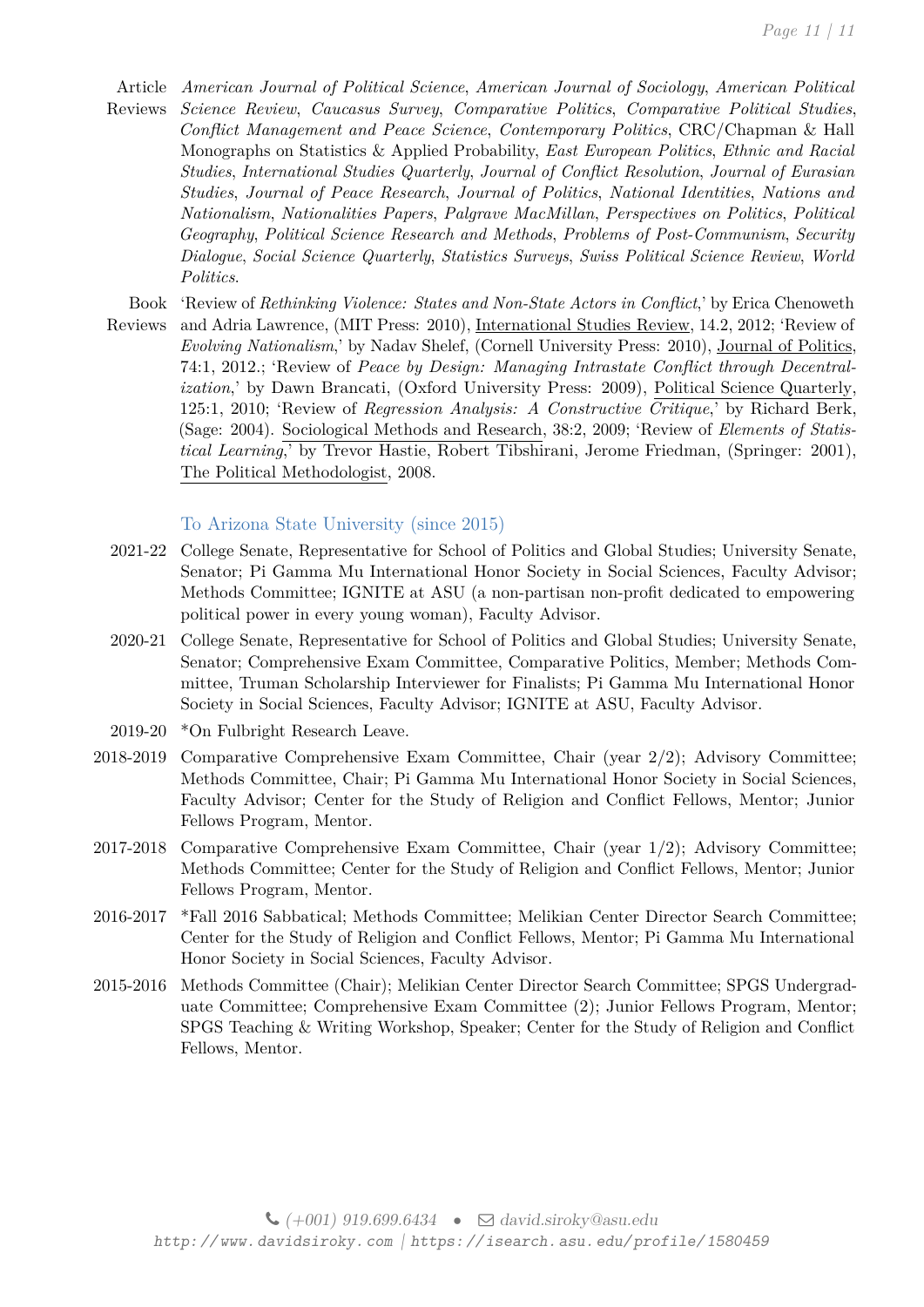**Article Reviews** *American Journal of Political Science*, *American Journal of Sociology*, *American Political Science Review*, *Caucasus Survey*, *Comparative Politics*, *Comparative Political Studies*, *Conflict Management and Peace Science*, *Contemporary Politics*, CRC/Chapman & Hall Monographs on Statistics & Applied Probability, *East European Politics*, *Ethnic and Racial Studies*, *International Studies Quarterly*, *Journal of Conflict Resolution*, *Journal of Eurasian Studies*, *Journal of Peace Research*, *Journal of Politics*, *National Identities*, *Nations and Nationalism*, *Nationalities Papers*, *Palgrave MacMillan*, *Perspectives on Politics*, *Political Geography*, *Political Science Research and Methods*, *Problems of Post-Communism*, *Security Dialogue*, *Social Science Quarterly*, *Statistics Surveys*, *Swiss Political Science Review*, *World Politics*.

**Book Reviews** 'Review of *Rethinking Violence: States and Non-State Actors in Conflict*,' by Erica Chenoweth and Adria Lawrence, (MIT Press: 2010), International Studies Review, 14.2, 2012; 'Review of *Evolving Nationalism*,' by Nadav Shelef, (Cornell University Press: 2010), Journal of Politics, 74:1, 2012.; 'Review of *Peace by Design: Managing Intrastate Conflict through Decentralization*,' by Dawn Brancati, (Oxford University Press: 2009), Political Science Quarterly, 125:1, 2010; 'Review of *Regression Analysis: A Constructive Critique*,' by Richard Berk, (Sage: 2004). Sociological Methods and Research, 38:2, 2009; 'Review of *Elements of Statistical Learning*,' by Trevor Hastie, Robert Tibshirani, Jerome Friedman, (Springer: 2001), The Political Methodologist, 2008.

### To Arizona State University (since 2015)

**2021-22** College Senate, Representative for School of Politics and Global Studies; University Senate, Senator; Pi Gamma Mu International Honor Society in Social Sciences, Faculty Advisor; Methods Committee; IGNITE at ASU (a non-partisan non-profit dedicated to empowering political power in every young woman), Faculty Advisor.

**2020-21** College Senate, Representative for School of Politics and Global Studies; University Senate, Senator; Comprehensive Exam Committee, Comparative Politics, Member; Methods Committee, Truman Scholarship Interviewer for Finalists; Pi Gamma Mu International Honor Society in Social Sciences, Faculty Advisor; IGNITE at ASU, Faculty Advisor.

**2019-20** *On Fulbright Research Leave.

**2018-2019** Comparative Comprehensive Exam Committee, Chair (year 2/2); Advisory Committee; Methods Committee, Chair; Pi Gamma Mu International Honor Society in Social Sciences, Faculty Advisor; Center for the Study of Religion and Conflict Fellows, Mentor; Junior Fellows Program, Mentor.

**2017-2018** Comparative Comprehensive Exam Committee, Chair (year 1/2); Advisory Committee; Methods Committee; Center for the Study of Religion and Conflict Fellows, Mentor; Junior Fellows Program, Mentor.

**2016-2017** *Fall 2016 Sabbatical; Methods Committee; Melikian Center Director Search Committee; Center for the Study of Religion and Conflict Fellows, Mentor; Pi Gamma Mu International Honor Society in Social Sciences, Faculty Advisor.

**2015-2016** Methods Committee (Chair); Melikian Center Director Search Committee; SPGS Undergraduate Committee; Comprehensive Exam Committee (2); Junior Fellows Program, Mentor; SPGS Teaching & Writing Workshop, Speaker; Center for the Study of Religion and Conflict Fellows, Mentor.